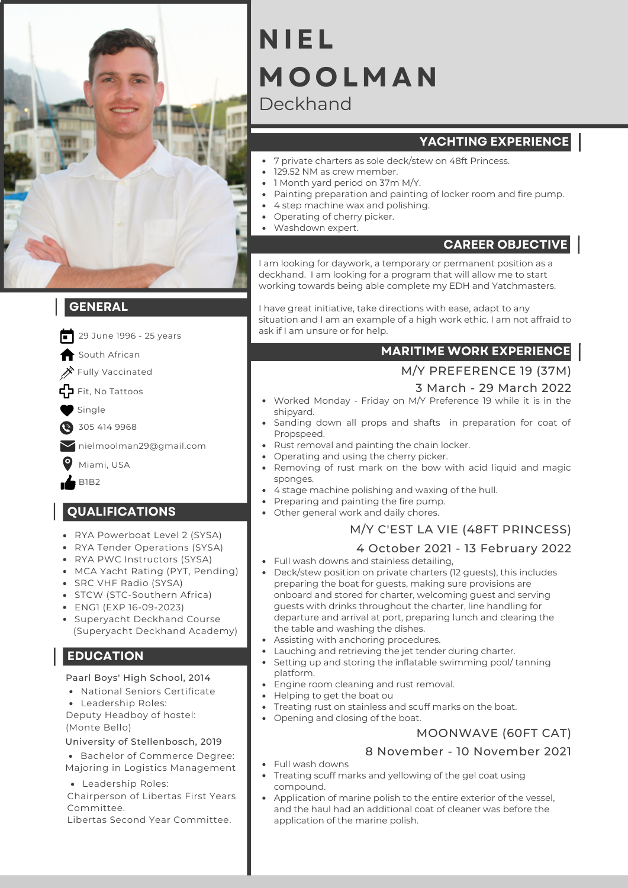# NIEL MOOLMAN

Deckhand

## GENERAL

- 29 June 1996 - 25 years
- South African
- Fully Vaccinated
- Fit, No Tattoos
- Single
- 305 414 9968
- nielmoolman29@gmail.com
- Miami, USA
- B1B2

## QUALIFICATIONS

- RYA Powerboat Level 2 (SYSA)
- RYA Tender Operations (SYSA)
- RYA PWC Instructors (SYSA)
- MCA Yacht Rating (PYT, Pending)
- SRC VHF Radio (SYSA)
- STCW (STC-Southern Africa)
- ENG1 (EXP 16-09-2023)
- Superyacht Deckhand Course (Superyacht Deckhand Academy)

## EDUCATION

Paarl Boys' High School, 2014

- National Seniors Certificate
- Leadership Roles:

Deputy Headboy of hostel: (Monte Bello)

University of Stellenbosch, 2019

- Bachelor of Commerce Degree: Majoring in Logistics Management
- Leadership Roles:

Chairperson of Libertas First Years Committee.
Libertas Second Year Committee.

## YACHTING EXPERIENCE

- 7 private charters as sole deck/stew on 48ft Princess.
- 129.52 NM as crew member.
- 1 Month yard period on 37m M/Y.
- Painting preparation and painting of locker room and fire pump.
- 4 step machine wax and polishing.
- Operating of cherry picker.
- Washdown expert.

## CAREER OBJECTIVE

I am looking for daywork, a temporary or permanent position as a deckhand. I am looking for a program that will allow me to start working towards being able complete my EDH and Yatchmasters.

I have great initiative, take directions with ease, adapt to any situation and I am an example of a high work ethic. I am not affraid to ask if I am unsure or for help.

## MARITIME WORK EXPERIENCE

### M/Y PREFERENCE 19 (37M)

3 March - 29 March 2022

- Worked Monday - Friday on M/Y Preference 19 while it is in the shipyard.
- Sanding down all props and shafts in preparation for coat of Propspeed.
- Rust removal and painting the chain locker.
- Operating and using the cherry picker.
- Removing of rust mark on the bow with acid liquid and magic sponges.
- 4 stage machine polishing and waxing of the hull.
- Preparing and painting the fire pump.
- Other general work and daily chores.

### M/Y C'EST LA VIE (48FT PRINCESS)

4 October 2021 - 13 February 2022

- Full wash downs and stainless detailing,
- Deck/stew position on private charters (12 guests), this includes preparing the boat for guests, making sure provisions are onboard and stored for charter, welcoming guest and serving guests with drinks throughout the charter, line handling for departure and arrival at port, preparing lunch and clearing the the table and washing the dishes.
- Assisting with anchoring procedures.
- Lauching and retrieving the jet tender during charter.
- Setting up and storing the inflatable swimming pool/ tanning platform.
- Engine room cleaning and rust removal.
- Helping to get the boat ou
- Treating rust on stainless and scuff marks on the boat.
- Opening and closing of the boat.

### MOONWAVE (60FT CAT)

8 November - 10 November 2021

- Full wash downs
- Treating scuff marks and yellowing of the gel coat using compound.
- Application of marine polish to the entire exterior of the vessel, and the haul had an additional coat of cleaner was before the application of the marine polish.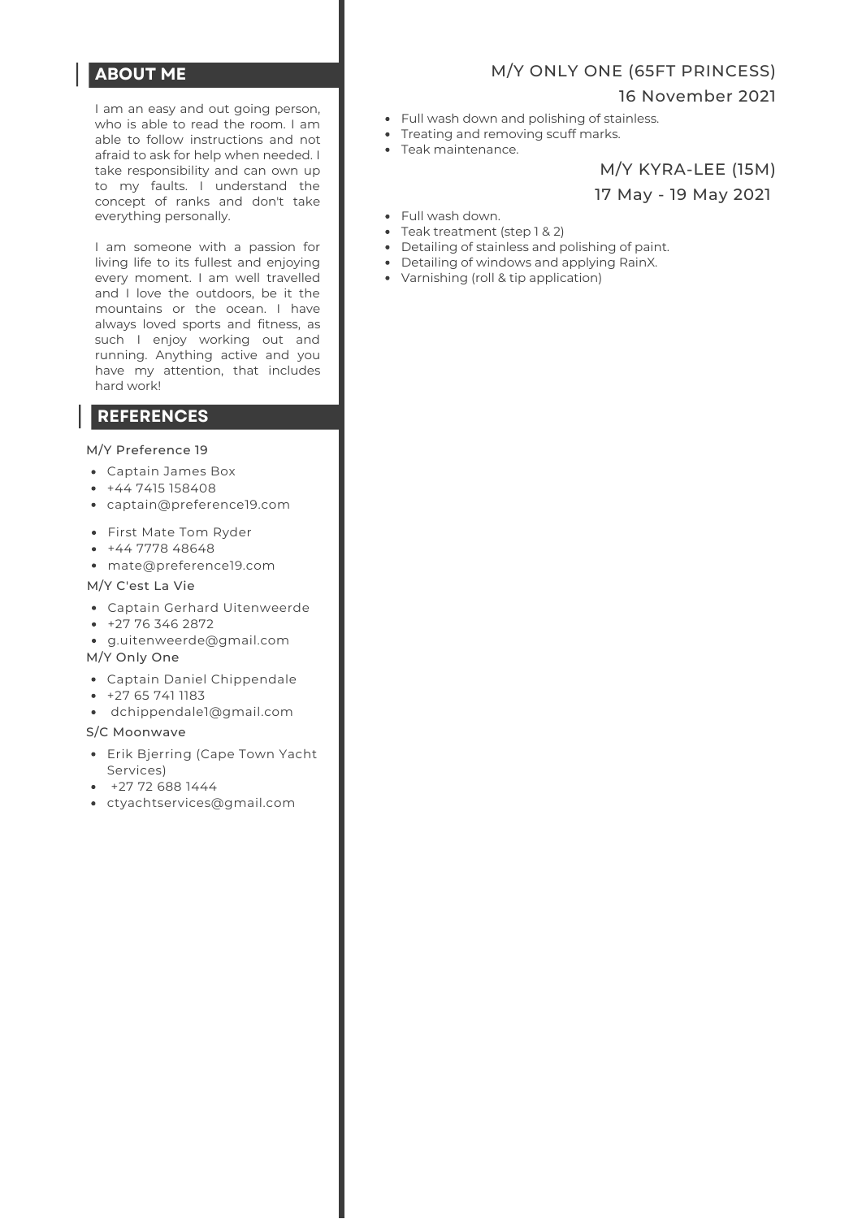## ABOUT ME

I am an easy and out going person, who is able to read the room. I am able to follow instructions and not afraid to ask for help when needed. I take responsibility and can own up to my faults. I understand the concept of ranks and don't take everything personally.

I am someone with a passion for living life to its fullest and enjoying every moment. I am well travelled and I love the outdoors, be it the mountains or the ocean. I have always loved sports and fitness, as such I enjoy working out and running. Anything active and you have my attention, that includes hard work!

## REFERENCES

M/Y Preference 19

- Captain James Box
- +44 7415 158408
- captain@preference19.com

- First Mate Tom Ryder
- +44 7778 48648
- mate@preference19.com

M/Y C'est La Vie

- Captain Gerhard Uitenweerde
- +27 76 346 2872
- g.uitenweerde@gmail.com

M/Y Only One

- Captain Daniel Chippendale
- +27 65 741 1183
- dchippendale1@gmail.com

S/C Moonwave

- Erik Bjerring (Cape Town Yacht Services)
- +27 72 688 1444
- ctyachtservices@gmail.com

### M/Y ONLY ONE (65FT PRINCESS)

16 November 2021

- Full wash down and polishing of stainless.
- Treating and removing scuff marks.
- Teak maintenance.

### M/Y KYRA-LEE (15M)

17 May - 19 May 2021

- Full wash down.
- Teak treatment (step 1 & 2)
- Detailing of stainless and polishing of paint.
- Detailing of windows and applying RainX.
- Varnishing (roll & tip application)